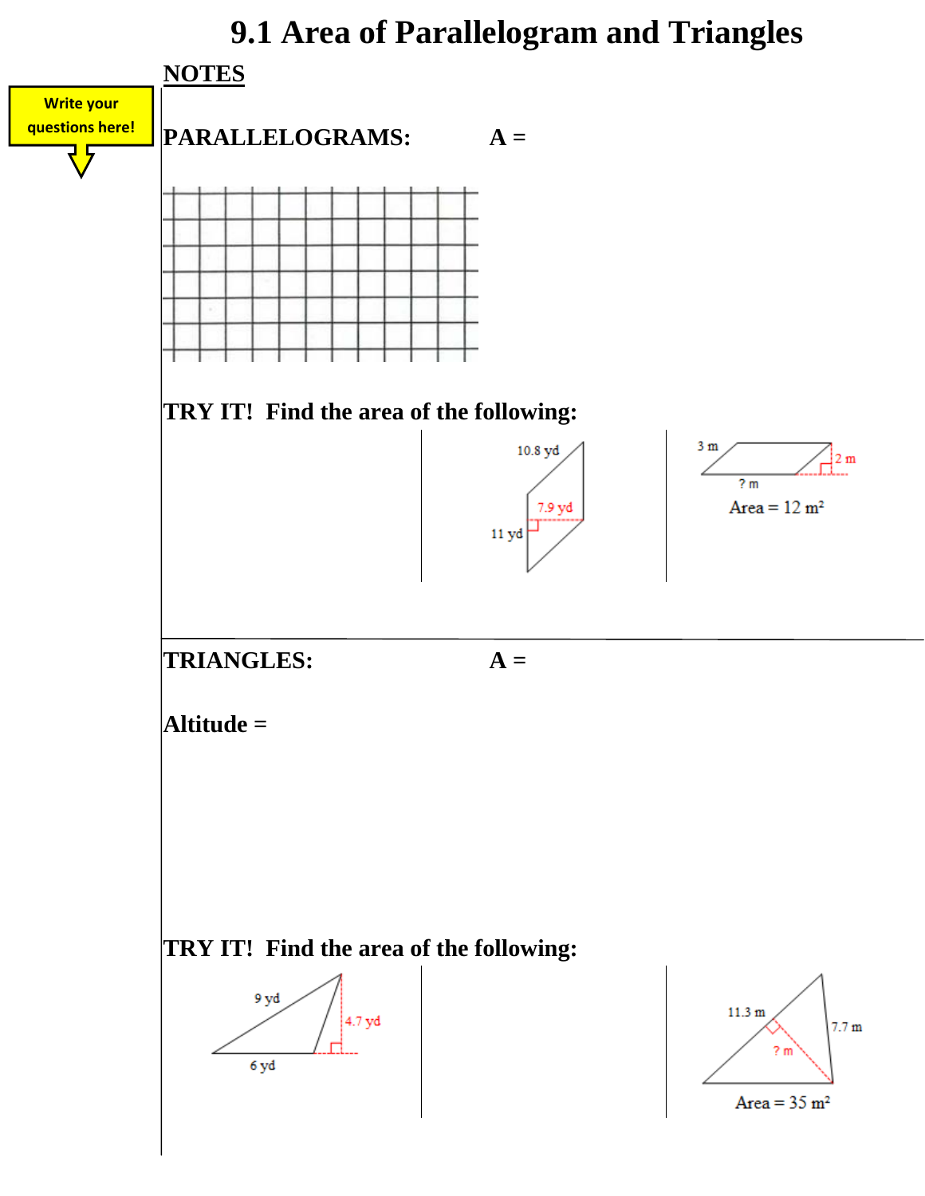# 9.1 Area of Parallelogram and Triangles

## NOTES

Write your questions here!

**PARALLELOGRAMS:** **A =**

**TRY IT! Find the area of the following:**

10.8 yd
7.9 yd
11 yd

3 m
2 m
? m
Area = 12 m²

**TRIANGLES:** **A =**

**Altitude =**

**TRY IT! Find the area of the following:**

9 yd
4.7 yd
6 yd

11.3 m
7.7 m
? m
Area = 35 m²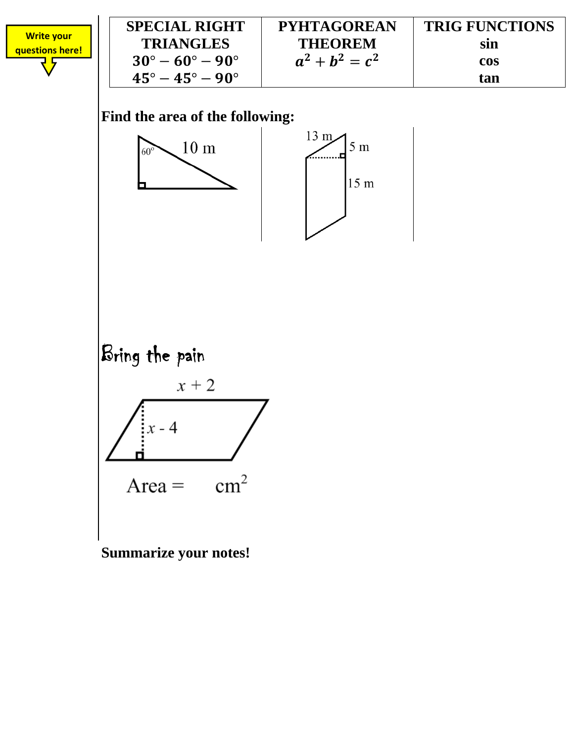Write your questions here!

| SPECIAL RIGHT TRIANGLES $30° - 60° - 90°$ $45° - 45° - 90°$ | PYHTAGOREAN THEOREM $a^2 + b^2 = c^2$ | TRIG FUNCTIONS sin cos tan |
|---|---|---|

**Find the area of the following:**

60°

10 m

13 m

5 m

15 m

Bring the pain

$x + 2$

$x - 4$

Area = cm$^2$

**Summarize your notes!**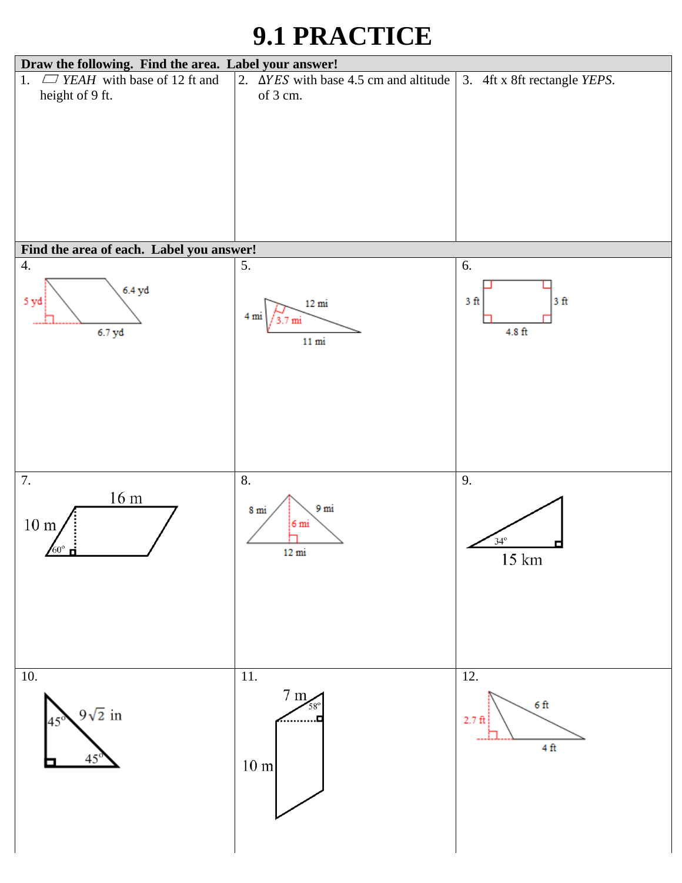# 9.1 PRACTICE

**Draw the following. Find the area. Label your answer!**

1. ▱ *YEAH* with base of 12 ft and height of 9 ft.

2. $\Delta YES$ with base 4.5 cm and altitude of 3 cm.

3. 4ft x 8ft rectangle *YEPS*.

**Find the area of each. Label you answer!**

4. 5 yd, 6.4 yd, 6.7 yd

5. 4 mi, 12 mi, 3.7 mi, 11 mi

6. 3 ft, 3 ft, 4.8 ft

7. 16 m, 10 m, 60°

8. 8 mi, 9 mi, 6 mi, 12 mi

9. 34°, 15 km

10. 45°, $9\sqrt{2}$ in, 45°

11. 7 m, 58°, 10 m

12. 2.7 ft, 6 ft, 4 ft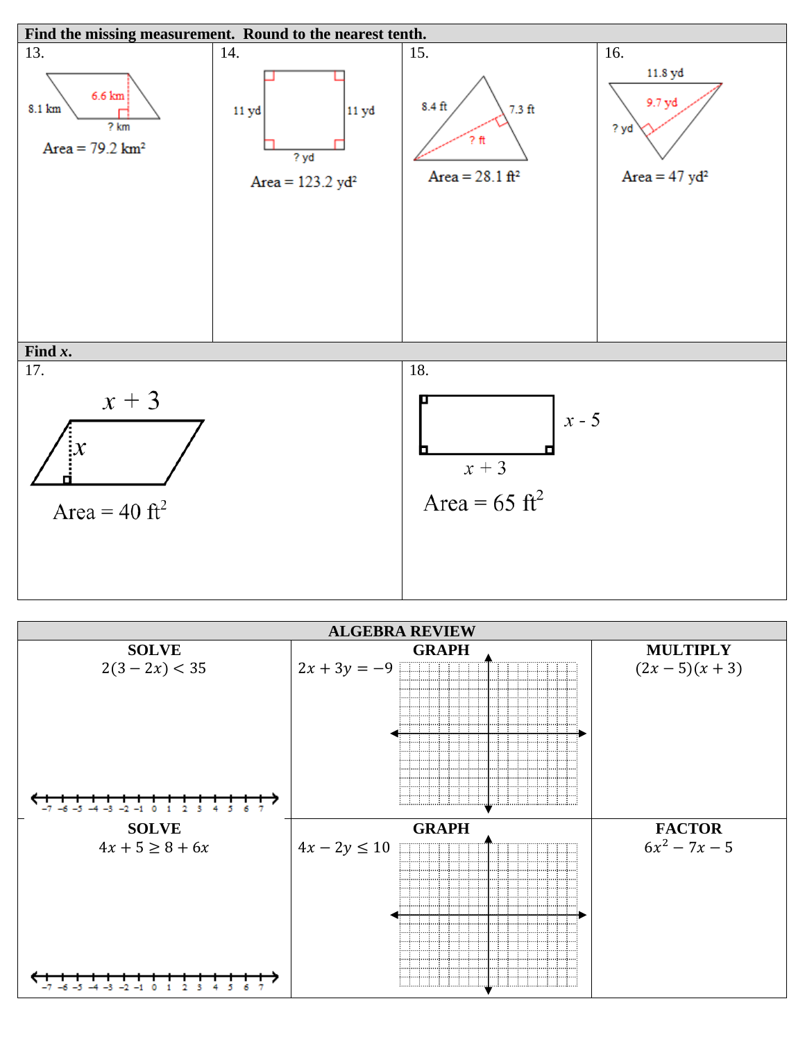**Find the missing measurement. Round to the nearest tenth.**

13.

8.1 km

6.6 km

? km

Area = 79.2 km²

14.

11 yd

11 yd

? yd

Area = 123.2 yd²

15.

8.4 ft

7.3 ft

? ft

Area = 28.1 ft²

16.

11.8 yd

9.7 yd

? yd

Area = 47 yd²

**Find *x*.**

17.

$x + 3$

$x$

Area = 40 ft²

18.

$x - 5$

$x + 3$

Area = 65 ft²

**ALGEBRA REVIEW**

| SOLVE | GRAPH | MULTIPLY |
| --- | --- | --- |
| $2(3 - 2x) < 35$ | $2x + 3y = -9$ | $(2x - 5)(x + 3)$ |

| SOLVE | GRAPH | FACTOR |
| --- | --- | --- |
| $4x + 5 \geq 8 + 6x$ | $4x - 2y \leq 10$ | $6x^2 - 7x - 5$ |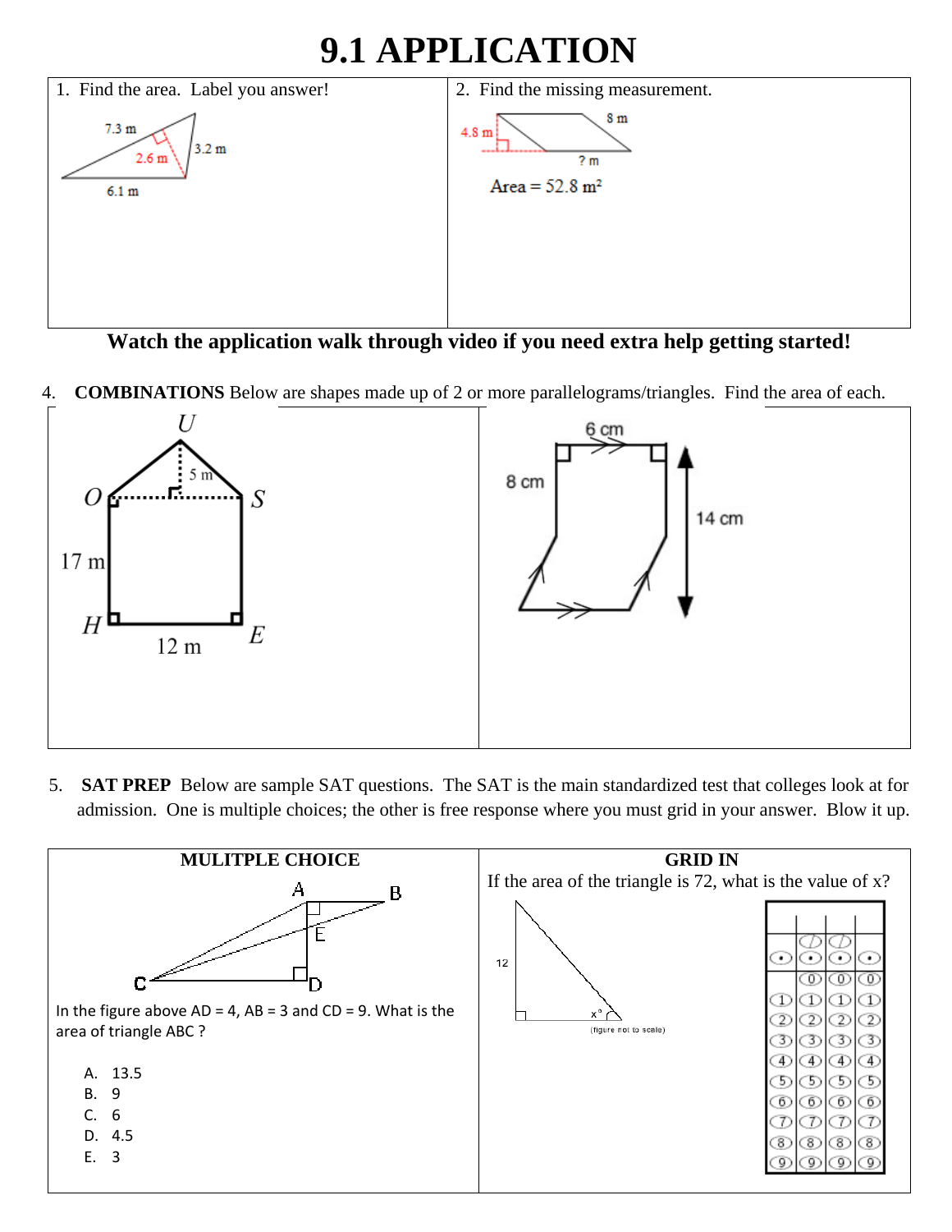# 9.1 APPLICATION

1. Find the area. Label you answer!

7.3 m, 2.6 m, 3.2 m, 6.1 m

2. Find the missing measurement.

4.8 m, 8 m, ? m

Area = 52.8 m²

**Watch the application walk through video if you need extra help getting started!**

4. **COMBINATIONS** Below are shapes made up of 2 or more parallelograms/triangles. Find the area of each.

U, O, S, H, E — 5 m, 17 m, 12 m

6 cm, 8 cm, 14 cm

5. **SAT PREP** Below are sample SAT questions. The SAT is the main standardized test that colleges look at for admission. One is multiple choices; the other is free response where you must grid in your answer. Blow it up.

**MULITPLE CHOICE**

A, B, C, D, E

In the figure above AD = 4, AB = 3 and CD = 9. What is the area of triangle ABC ?

A. 13.5
B. 9
C. 6
D. 4.5
E. 3

**GRID IN**

If the area of the triangle is 72, what is the value of x?

12, x°

(figure not to scale)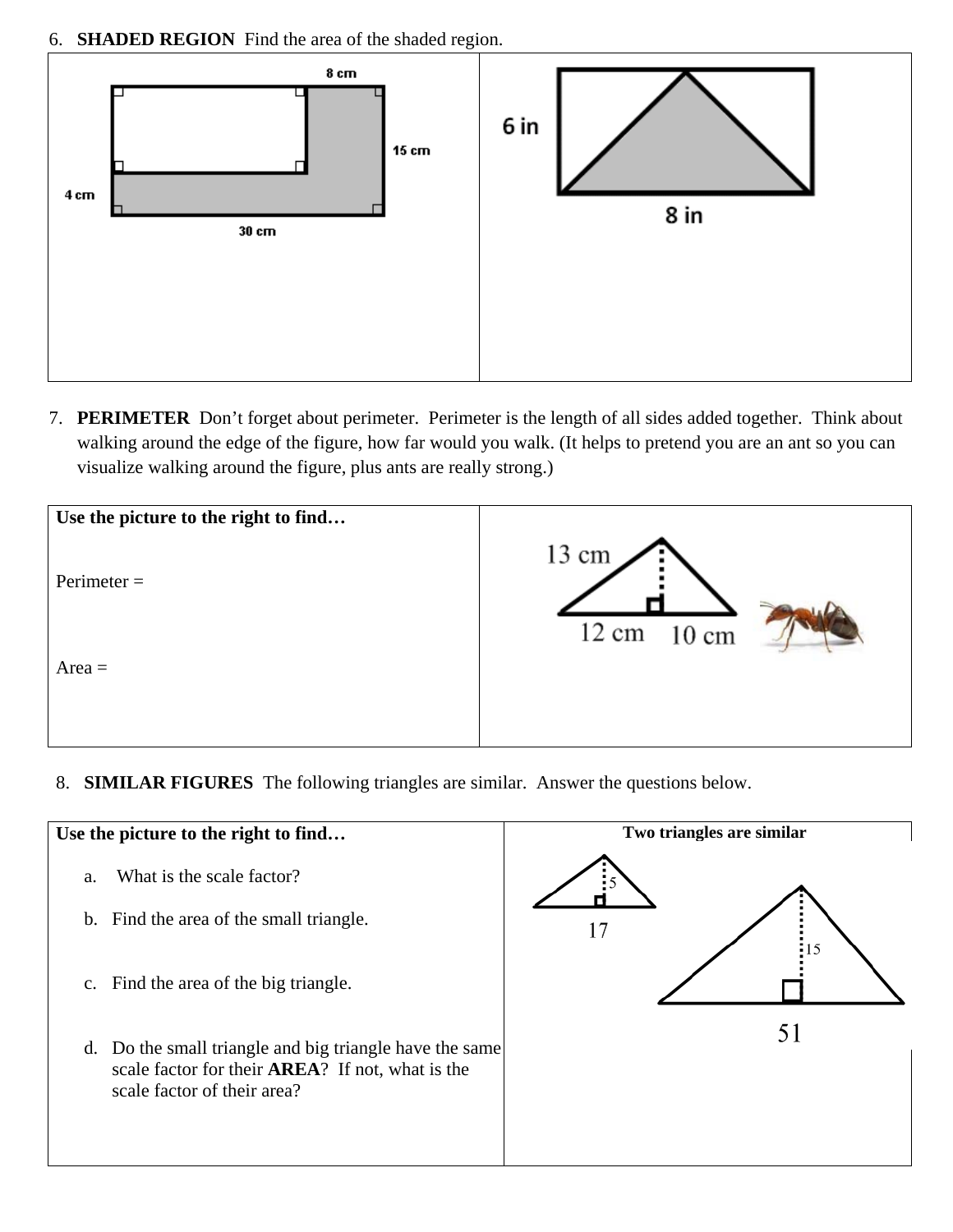6. **SHADED REGION** Find the area of the shaded region.

8 cm

15 cm

4 cm

30 cm

6 in

8 in

7. **PERIMETER** Don't forget about perimeter. Perimeter is the length of all sides added together. Think about walking around the edge of the figure, how far would you walk. (It helps to pretend you are an ant so you can visualize walking around the figure, plus ants are really strong.)

**Use the picture to the right to find…**

Perimeter =

Area =

13 cm

12 cm

10 cm

8. **SIMILAR FIGURES** The following triangles are similar. Answer the questions below.

**Use the picture to the right to find…**

a. What is the scale factor?

b. Find the area of the small triangle.

c. Find the area of the big triangle.

d. Do the small triangle and big triangle have the same scale factor for their **AREA**? If not, what is the scale factor of their area?

**Two triangles are similar**

5

17

15

51